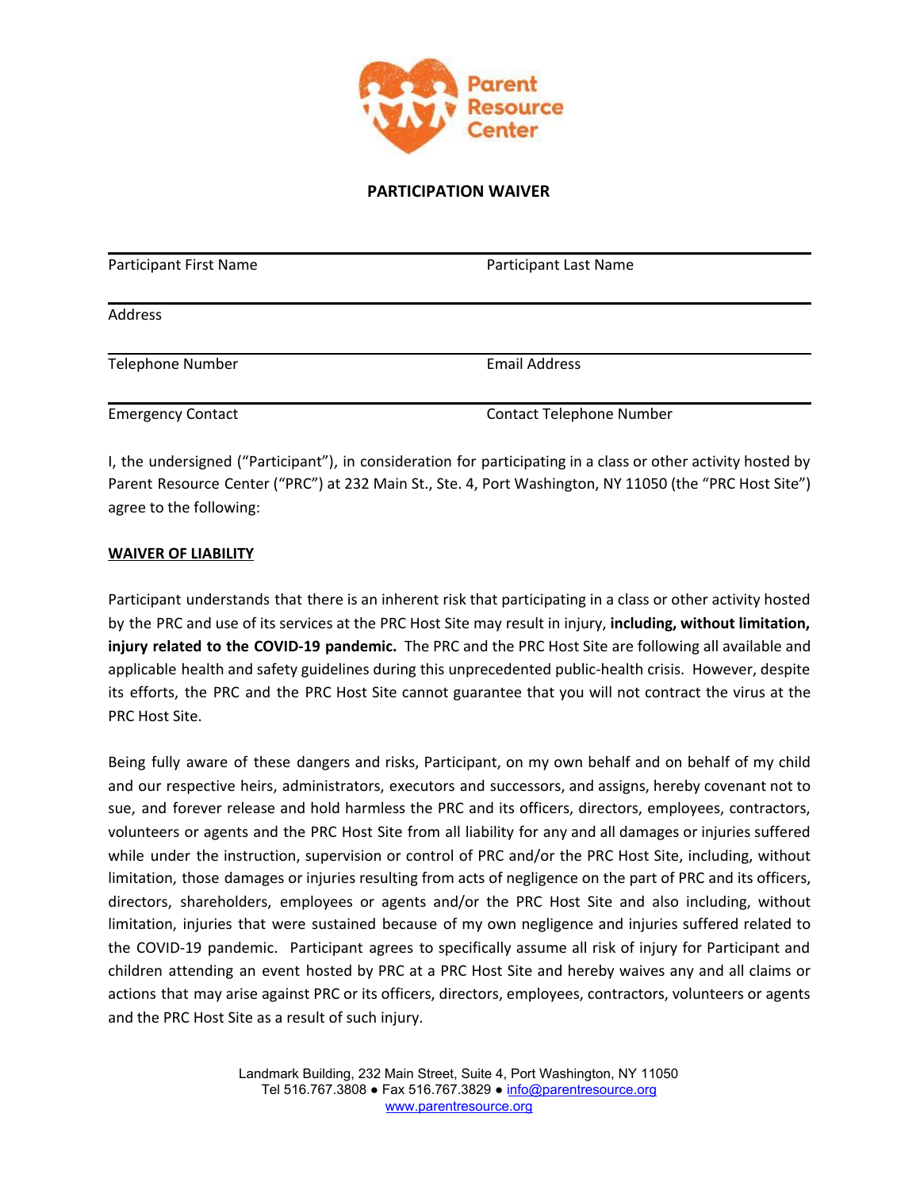Parent Resource Center

# PARTICIPATION WAIVER

| | |
|---|---|
| Participant First Name | Participant Last Name |
| Address | |
| Telephone Number | Email Address |
| Emergency Contact | Contact Telephone Number |

I, the undersigned ("Participant"), in consideration for participating in a class or other activity hosted by Parent Resource Center ("PRC") at 232 Main St., Ste. 4, Port Washington, NY 11050 (the "PRC Host Site") agree to the following:

## WAIVER OF LIABILITY

Participant understands that there is an inherent risk that participating in a class or other activity hosted by the PRC and use of its services at the PRC Host Site may result in injury, **including, without limitation, injury related to the COVID-19 pandemic.** The PRC and the PRC Host Site are following all available and applicable health and safety guidelines during this unprecedented public-health crisis. However, despite its efforts, the PRC and the PRC Host Site cannot guarantee that you will not contract the virus at the PRC Host Site.

Being fully aware of these dangers and risks, Participant, on my own behalf and on behalf of my child and our respective heirs, administrators, executors and successors, and assigns, hereby covenant not to sue, and forever release and hold harmless the PRC and its officers, directors, employees, contractors, volunteers or agents and the PRC Host Site from all liability for any and all damages or injuries suffered while under the instruction, supervision or control of PRC and/or the PRC Host Site, including, without limitation, those damages or injuries resulting from acts of negligence on the part of PRC and its officers, directors, shareholders, employees or agents and/or the PRC Host Site and also including, without limitation, injuries that were sustained because of my own negligence and injuries suffered related to the COVID-19 pandemic. Participant agrees to specifically assume all risk of injury for Participant and children attending an event hosted by PRC at a PRC Host Site and hereby waives any and all claims or actions that may arise against PRC or its officers, directors, employees, contractors, volunteers or agents and the PRC Host Site as a result of such injury.

Landmark Building, 232 Main Street, Suite 4, Port Washington, NY 11050
Tel 516.767.3808 ● Fax 516.767.3829 ● info@parentresource.org
www.parentresource.org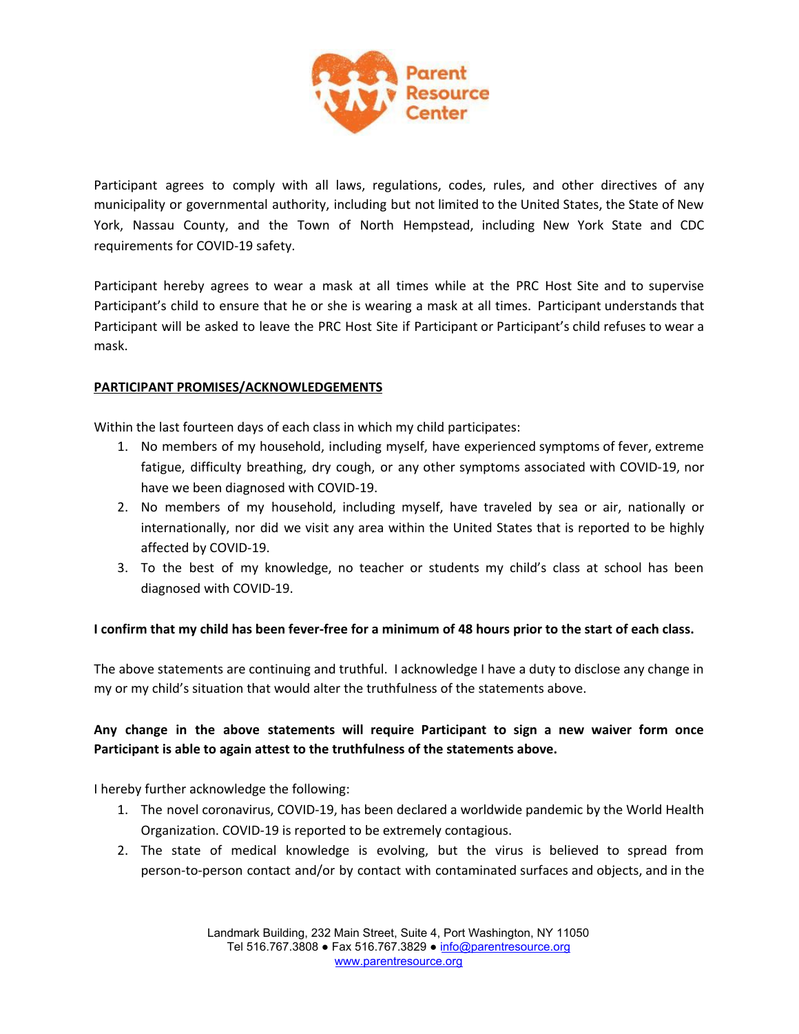Participant agrees to comply with all laws, regulations, codes, rules, and other directives of any municipality or governmental authority, including but not limited to the United States, the State of New York, Nassau County, and the Town of North Hempstead, including New York State and CDC requirements for COVID-19 safety.

Participant hereby agrees to wear a mask at all times while at the PRC Host Site and to supervise Participant's child to ensure that he or she is wearing a mask at all times. Participant understands that Participant will be asked to leave the PRC Host Site if Participant or Participant's child refuses to wear a mask.

**PARTICIPANT PROMISES/ACKNOWLEDGEMENTS**

Within the last fourteen days of each class in which my child participates:

1. No members of my household, including myself, have experienced symptoms of fever, extreme fatigue, difficulty breathing, dry cough, or any other symptoms associated with COVID-19, nor have we been diagnosed with COVID-19.
2. No members of my household, including myself, have traveled by sea or air, nationally or internationally, nor did we visit any area within the United States that is reported to be highly affected by COVID-19.
3. To the best of my knowledge, no teacher or students my child's class at school has been diagnosed with COVID-19.

**I confirm that my child has been fever-free for a minimum of 48 hours prior to the start of each class.**

The above statements are continuing and truthful. I acknowledge I have a duty to disclose any change in my or my child's situation that would alter the truthfulness of the statements above.

**Any change in the above statements will require Participant to sign a new waiver form once Participant is able to again attest to the truthfulness of the statements above.**

I hereby further acknowledge the following:

1. The novel coronavirus, COVID-19, has been declared a worldwide pandemic by the World Health Organization. COVID-19 is reported to be extremely contagious.
2. The state of medical knowledge is evolving, but the virus is believed to spread from person-to-person contact and/or by contact with contaminated surfaces and objects, and in the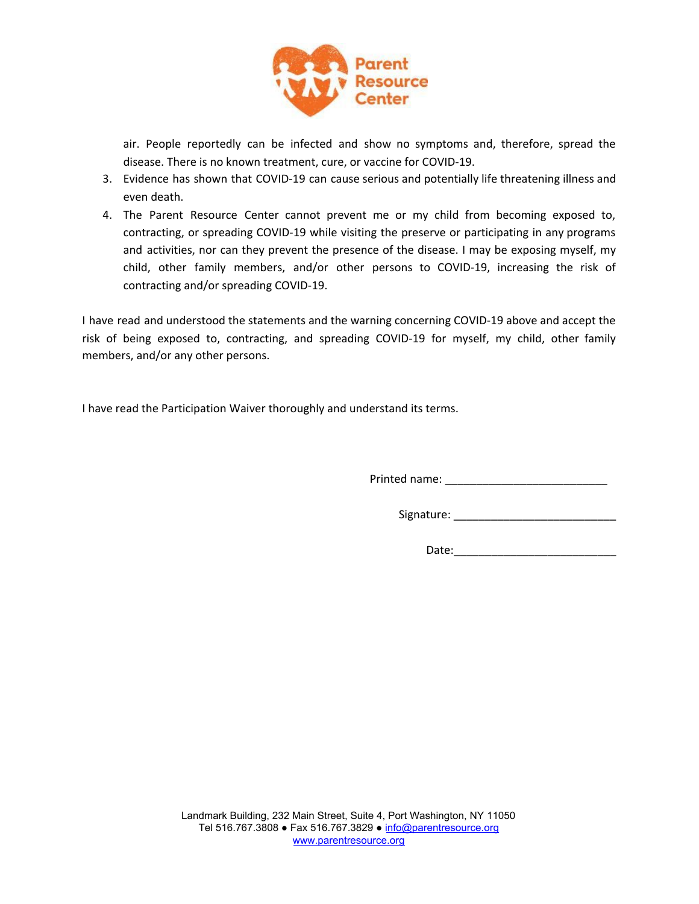air. People reportedly can be infected and show no symptoms and, therefore, spread the disease. There is no known treatment, cure, or vaccine for COVID-19.

3. Evidence has shown that COVID-19 can cause serious and potentially life threatening illness and even death.
4. The Parent Resource Center cannot prevent me or my child from becoming exposed to, contracting, or spreading COVID-19 while visiting the preserve or participating in any programs and activities, nor can they prevent the presence of the disease. I may be exposing myself, my child, other family members, and/or other persons to COVID-19, increasing the risk of contracting and/or spreading COVID-19.

I have read and understood the statements and the warning concerning COVID-19 above and accept the risk of being exposed to, contracting, and spreading COVID-19 for myself, my child, other family members, and/or any other persons.

I have read the Participation Waiver thoroughly and understand its terms.

Printed name: ___________________________

Signature: ___________________________

Date:___________________________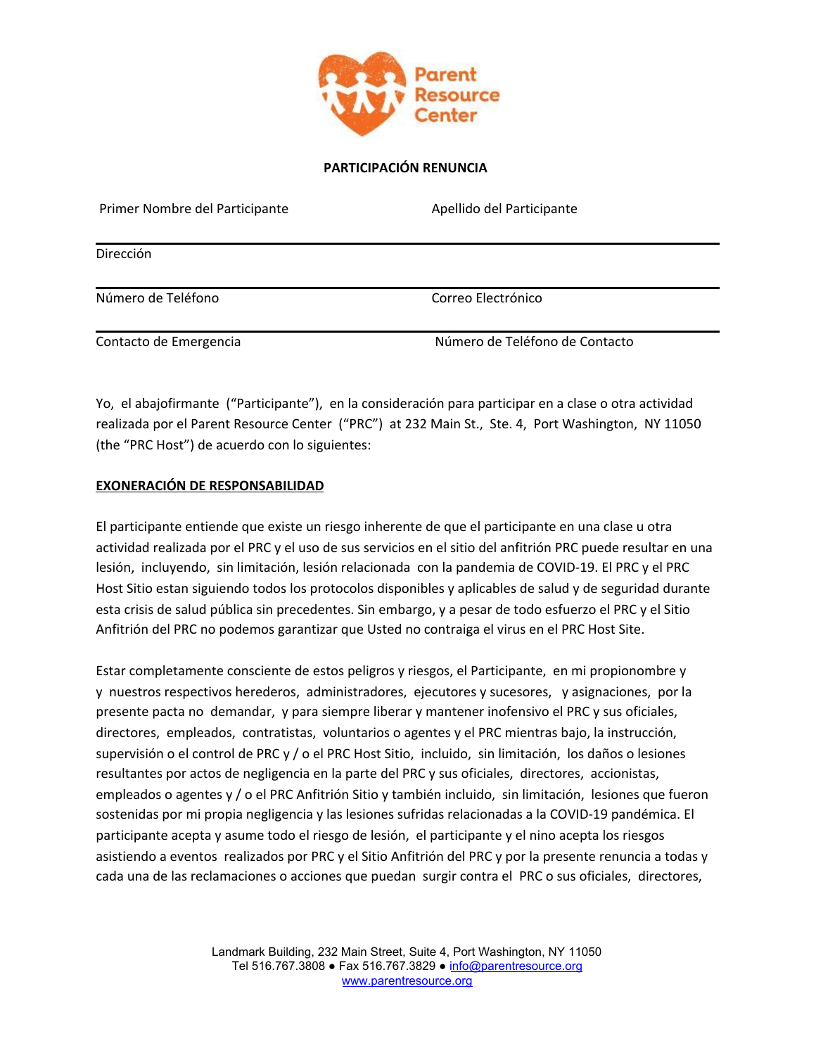**PARTICIPACIÓN RENUNCIA**

Primer Nombre del Participante Apellido del Participante

---

Dirección

---

Número de Teléfono Correo Electrónico

---

Contacto de Emergencia Número de Teléfono de Contacto

Yo, el abajofirmante ("Participante"), en la consideración para participar en a clase o otra actividad realizada por el Parent Resource Center ("PRC") at 232 Main St., Ste. 4, Port Washington, NY 11050 (the "PRC Host") de acuerdo con lo siguientes:

**EXONERACIÓN DE RESPONSABILIDAD**

El participante entiende que existe un riesgo inherente de que el participante en una clase u otra actividad realizada por el PRC y el uso de sus servicios en el sitio del anfitrión PRC puede resultar en una lesión, incluyendo, sin limitación, lesión relacionada con la pandemia de COVID-19. El PRC y el PRC Host Sitio estan siguiendo todos los protocolos disponibles y aplicables de salud y de seguridad durante esta crisis de salud pública sin precedentes. Sin embargo, y a pesar de todo esfuerzo el PRC y el Sitio Anfitrión del PRC no podemos garantizar que Usted no contraiga el virus en el PRC Host Site.

Estar completamente consciente de estos peligros y riesgos, el Participante, en mi propionombre y y nuestros respectivos herederos, administradores, ejecutores y sucesores, y asignaciones, por la presente pacta no demandar, y para siempre liberar y mantener inofensivo el PRC y sus oficiales, directores, empleados, contratistas, voluntarios o agentes y el PRC mientras bajo, la instrucción, supervisión o el control de PRC y / o el PRC Host Sitio, incluido, sin limitación, los daños o lesiones resultantes por actos de negligencia en la parte del PRC y sus oficiales, directores, accionistas, empleados o agentes y / o el PRC Anfitrión Sitio y también incluido, sin limitación, lesiones que fueron sostenidas por mi propia negligencia y las lesiones sufridas relacionadas a la COVID-19 pandémica. El participante acepta y asume todo el riesgo de lesión, el participante y el nino acepta los riesgos asistiendo a eventos realizados por PRC y el Sitio Anfitrión del PRC y por la presente renuncia a todas y cada una de las reclamaciones o acciones que puedan surgir contra el PRC o sus oficiales, directores,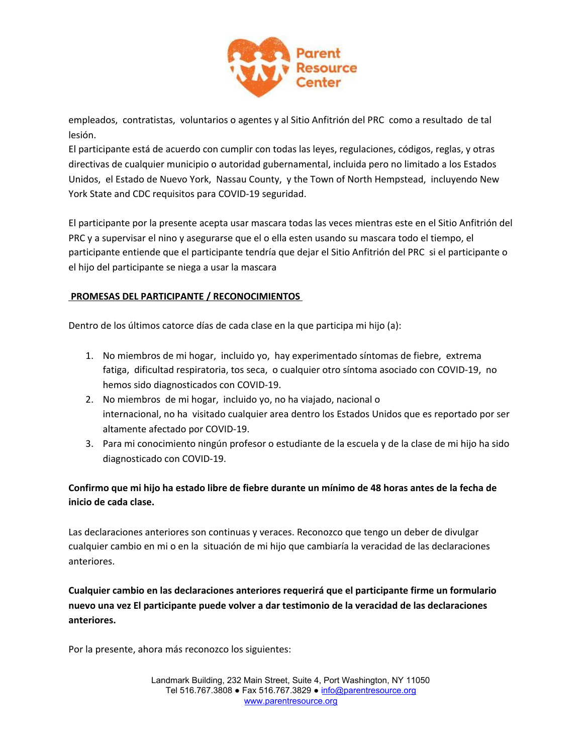empleados, contratistas, voluntarios o agentes y al Sitio Anfitrión del PRC como a resultado de tal lesión.

El participante está de acuerdo con cumplir con todas las leyes, regulaciones, códigos, reglas, y otras directivas de cualquier municipio o autoridad gubernamental, incluida pero no limitado a los Estados Unidos, el Estado de Nuevo York, Nassau County, y the Town of North Hempstead, incluyendo New York State and CDC requisitos para COVID-19 seguridad.

El participante por la presente acepta usar mascara todas las veces mientras este en el Sitio Anfitrión del PRC y a supervisar el nino y asegurarse que el o ella esten usando su mascara todo el tiempo, el participante entiende que el participante tendría que dejar el Sitio Anfitrión del PRC si el participante o el hijo del participante se niega a usar la mascara

**PROMESAS DEL PARTICIPANTE / RECONOCIMIENTOS**

Dentro de los últimos catorce días de cada clase en la que participa mi hijo (a):

1. No miembros de mi hogar, incluido yo, hay experimentado síntomas de fiebre, extrema fatiga, dificultad respiratoria, tos seca, o cualquier otro síntoma asociado con COVID-19, no hemos sido diagnosticados con COVID-19.
2. No miembros de mi hogar, incluido yo, no ha viajado, nacional o internacional, no ha visitado cualquier area dentro los Estados Unidos que es reportado por ser altamente afectado por COVID-19.
3. Para mi conocimiento ningún profesor o estudiante de la escuela y de la clase de mi hijo ha sido diagnosticado con COVID-19.

**Confirmo que mi hijo ha estado libre de fiebre durante un mínimo de 48 horas antes de la fecha de inicio de cada clase.**

Las declaraciones anteriores son continuas y veraces. Reconozco que tengo un deber de divulgar cualquier cambio en mi o en la situación de mi hijo que cambiaría la veracidad de las declaraciones anteriores.

**Cualquier cambio en las declaraciones anteriores requerirá que el participante firme un formulario nuevo una vez El participante puede volver a dar testimonio de la veracidad de las declaraciones anteriores.**

Por la presente, ahora más reconozco los siguientes: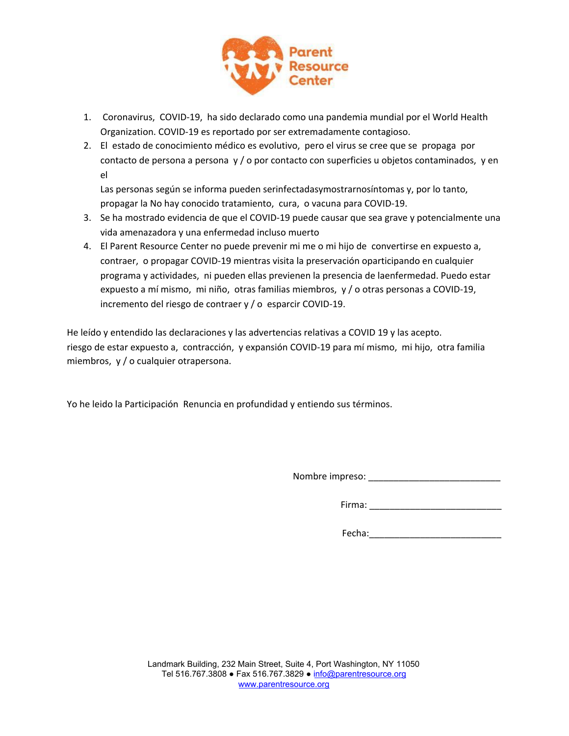Parent Resource Center

1. Coronavirus, COVID-19, ha sido declarado como una pandemia mundial por el World Health Organization. COVID-19 es reportado por ser extremadamente contagioso.
2. El estado de conocimiento médico es evolutivo, pero el virus se cree que se propaga por contacto de persona a persona y / o por contacto con superficies u objetos contaminados, y en el
   Las personas según se informa pueden serinfectadasymostrarnosíntomas y, por lo tanto, propagar la No hay conocido tratamiento, cura, o vacuna para COVID-19.
3. Se ha mostrado evidencia de que el COVID-19 puede causar que sea grave y potencialmente una vida amenazadora y una enfermedad incluso muerto
4. El Parent Resource Center no puede prevenir mi me o mi hijo de convertirse en expuesto a, contraer, o propagar COVID-19 mientras visita la preservación oparticipando en cualquier programa y actividades, ni pueden ellas previenen la presencia de laenfermedad. Puedo estar expuesto a mí mismo, mi niño, otras familias miembros, y / o otras personas a COVID-19, incremento del riesgo de contraer y / o esparcir COVID-19.

He leído y entendido las declaraciones y las advertencias relativas a COVID 19 y las acepto. riesgo de estar expuesto a, contracción, y expansión COVID-19 para mí mismo, mi hijo, otra familia miembros, y / o cualquier otrapersona.

Yo he leido la Participación Renuncia en profundidad y entiendo sus términos.

Nombre impreso: ___________________________

Firma: ___________________________

Fecha:___________________________

Landmark Building, 232 Main Street, Suite 4, Port Washington, NY 11050
Tel 516.767.3808 ● Fax 516.767.3829 ● info@parentresource.org
www.parentresource.org